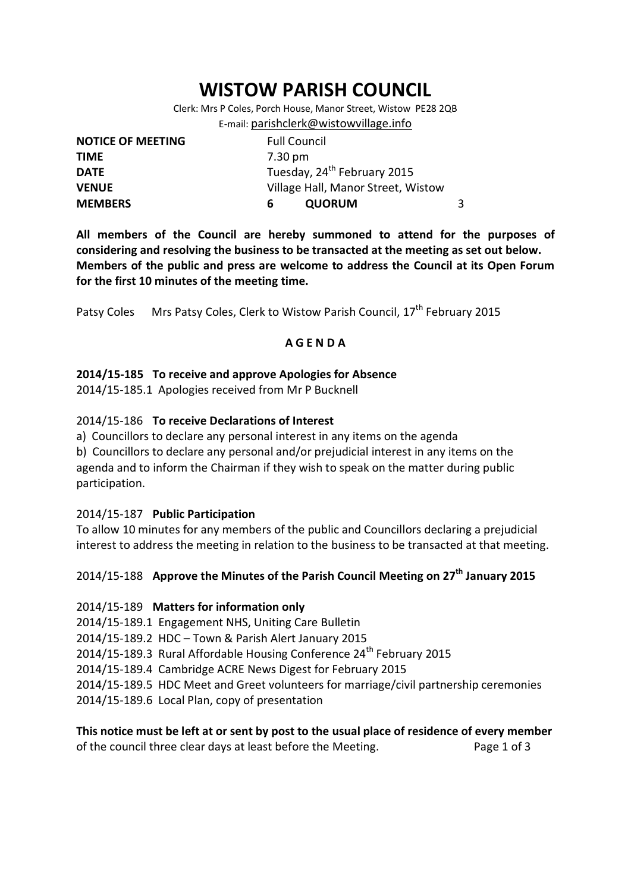# WISTOW PARISH COUNCIL

Clerk: Mrs P Coles, Porch House, Manor Street, Wistow PE28 2QB

E-mail: parishclerk@wistowvillage.info

| | | | |
|---|---|---|---|
| **NOTICE OF MEETING** | Full Council | | |
| **TIME** | 7.30 pm | | |
| **DATE** | Tuesday, 24th February 2015 | | |
| **VENUE** | Village Hall, Manor Street, Wistow | | |
| **MEMBERS** | **6** | **QUORUM** | 3 |

**All members of the Council are hereby summoned to attend for the purposes of considering and resolving the business to be transacted at the meeting as set out below. Members of the public and press are welcome to address the Council at its Open Forum for the first 10 minutes of the meeting time.**

Patsy Coles Mrs Patsy Coles, Clerk to Wistow Parish Council, 17th February 2015

## A G E N D A

**2014/15-185 To receive and approve Apologies for Absence**

2014/15-185.1 Apologies received from Mr P Bucknell

2014/15-186 **To receive Declarations of Interest**

a) Councillors to declare any personal interest in any items on the agenda

b) Councillors to declare any personal and/or prejudicial interest in any items on the agenda and to inform the Chairman if they wish to speak on the matter during public participation.

2014/15-187 **Public Participation**

To allow 10 minutes for any members of the public and Councillors declaring a prejudicial interest to address the meeting in relation to the business to be transacted at that meeting.

2014/15-188 **Approve the Minutes of the Parish Council Meeting on 27th January 2015**

2014/15-189 **Matters for information only**

2014/15-189.1 Engagement NHS, Uniting Care Bulletin

2014/15-189.2 HDC – Town & Parish Alert January 2015

2014/15-189.3 Rural Affordable Housing Conference 24th February 2015

2014/15-189.4 Cambridge ACRE News Digest for February 2015

2014/15-189.5 HDC Meet and Greet volunteers for marriage/civil partnership ceremonies

2014/15-189.6 Local Plan, copy of presentation

**This notice must be left at or sent by post to the usual place of residence of every member** of the council three clear days at least before the Meeting.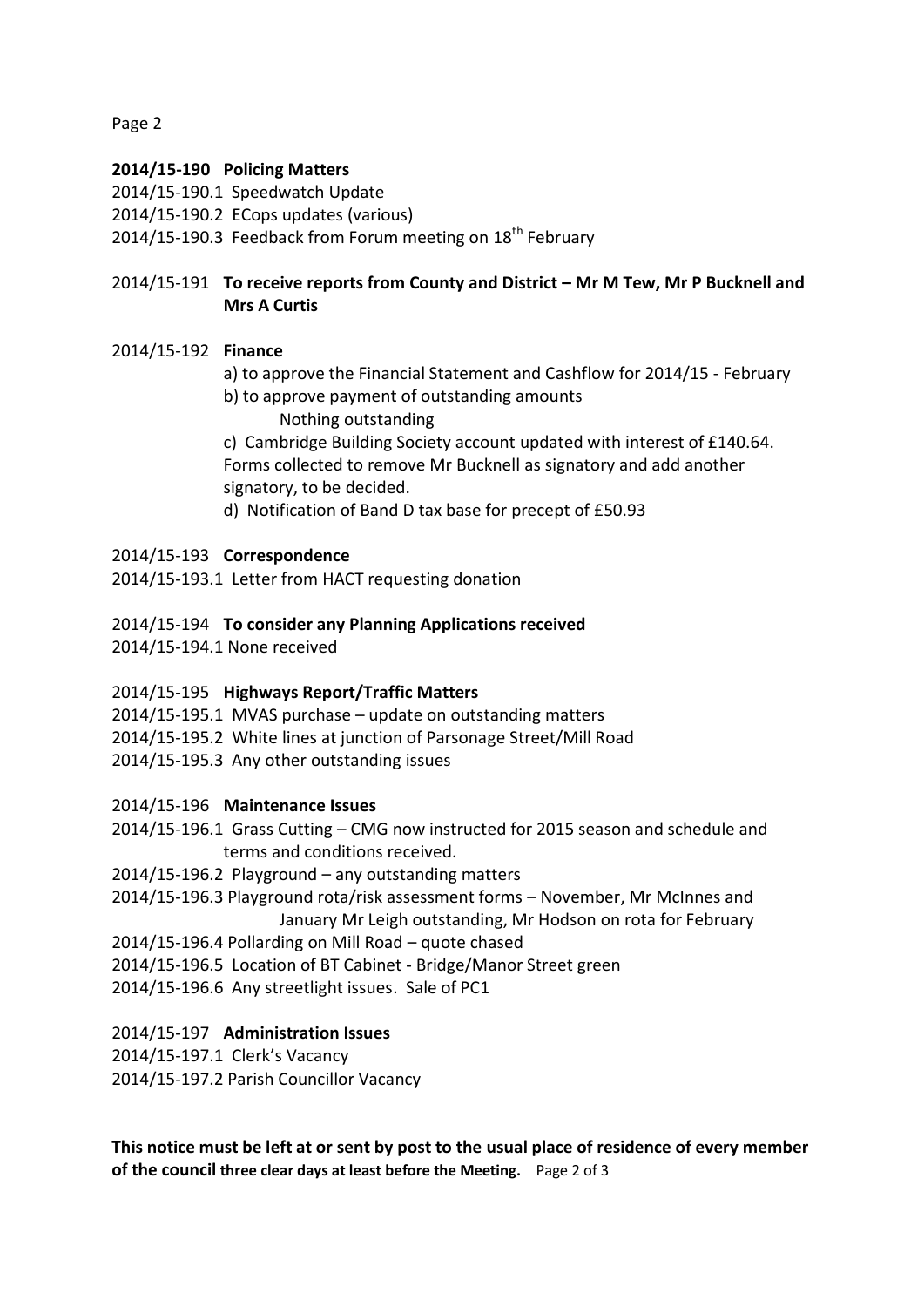**2014/15-190 Policing Matters**

2014/15-190.1 Speedwatch Update

2014/15-190.2 ECops updates (various)

2014/15-190.3 Feedback from Forum meeting on 18th February

2014/15-191 **To receive reports from County and District – Mr M Tew, Mr P Bucknell and Mrs A Curtis**

2014/15-192 **Finance**

a) to approve the Financial Statement and Cashflow for 2014/15 - February

b) to approve payment of outstanding amounts

Nothing outstanding

c) Cambridge Building Society account updated with interest of £140.64. Forms collected to remove Mr Bucknell as signatory and add another signatory, to be decided.

d) Notification of Band D tax base for precept of £50.93

2014/15-193 **Correspondence**

2014/15-193.1 Letter from HACT requesting donation

2014/15-194 **To consider any Planning Applications received**

2014/15-194.1 None received

2014/15-195 **Highways Report/Traffic Matters**

2014/15-195.1 MVAS purchase – update on outstanding matters

2014/15-195.2 White lines at junction of Parsonage Street/Mill Road

2014/15-195.3 Any other outstanding issues

2014/15-196 **Maintenance Issues**

2014/15-196.1 Grass Cutting – CMG now instructed for 2015 season and schedule and terms and conditions received.

2014/15-196.2 Playground – any outstanding matters

2014/15-196.3 Playground rota/risk assessment forms – November, Mr McInnes and January Mr Leigh outstanding, Mr Hodson on rota for February

2014/15-196.4 Pollarding on Mill Road – quote chased

2014/15-196.5 Location of BT Cabinet - Bridge/Manor Street green

2014/15-196.6 Any streetlight issues. Sale of PC1

2014/15-197 **Administration Issues**

2014/15-197.1 Clerk's Vacancy

2014/15-197.2 Parish Councillor Vacancy

**This notice must be left at or sent by post to the usual place of residence of every member of the council three clear days at least before the Meeting.**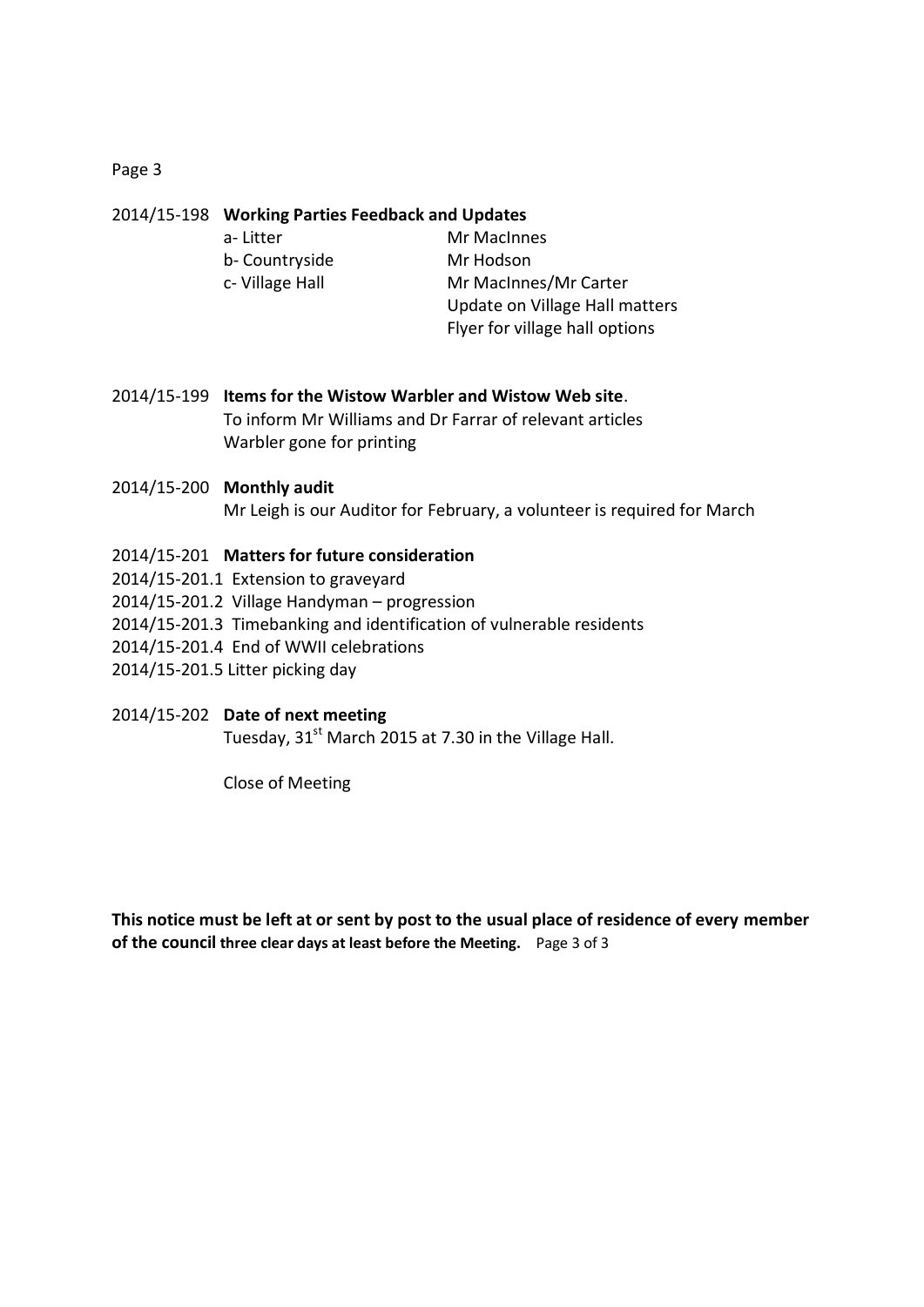2014/15-198 **Working Parties Feedback and Updates**

| | |
|---|---|
| a- Litter | Mr MacInnes |
| b- Countryside | Mr Hodson |
| c- Village Hall | Mr MacInnes/Mr Carter |
| | Update on Village Hall matters |
| | Flyer for village hall options |

2014/15-199 **Items for the Wistow Warbler and Wistow Web site**.
To inform Mr Williams and Dr Farrar of relevant articles
Warbler gone for printing

2014/15-200 **Monthly audit**
Mr Leigh is our Auditor for February, a volunteer is required for March

2014/15-201 **Matters for future consideration**
2014/15-201.1 Extension to graveyard
2014/15-201.2 Village Handyman – progression
2014/15-201.3 Timebanking and identification of vulnerable residents
2014/15-201.4 End of WWII celebrations
2014/15-201.5 Litter picking day

2014/15-202 **Date of next meeting**
Tuesday, 31st March 2015 at 7.30 in the Village Hall.

Close of Meeting

**This notice must be left at or sent by post to the usual place of residence of every member of the council three clear days at least before the Meeting.**